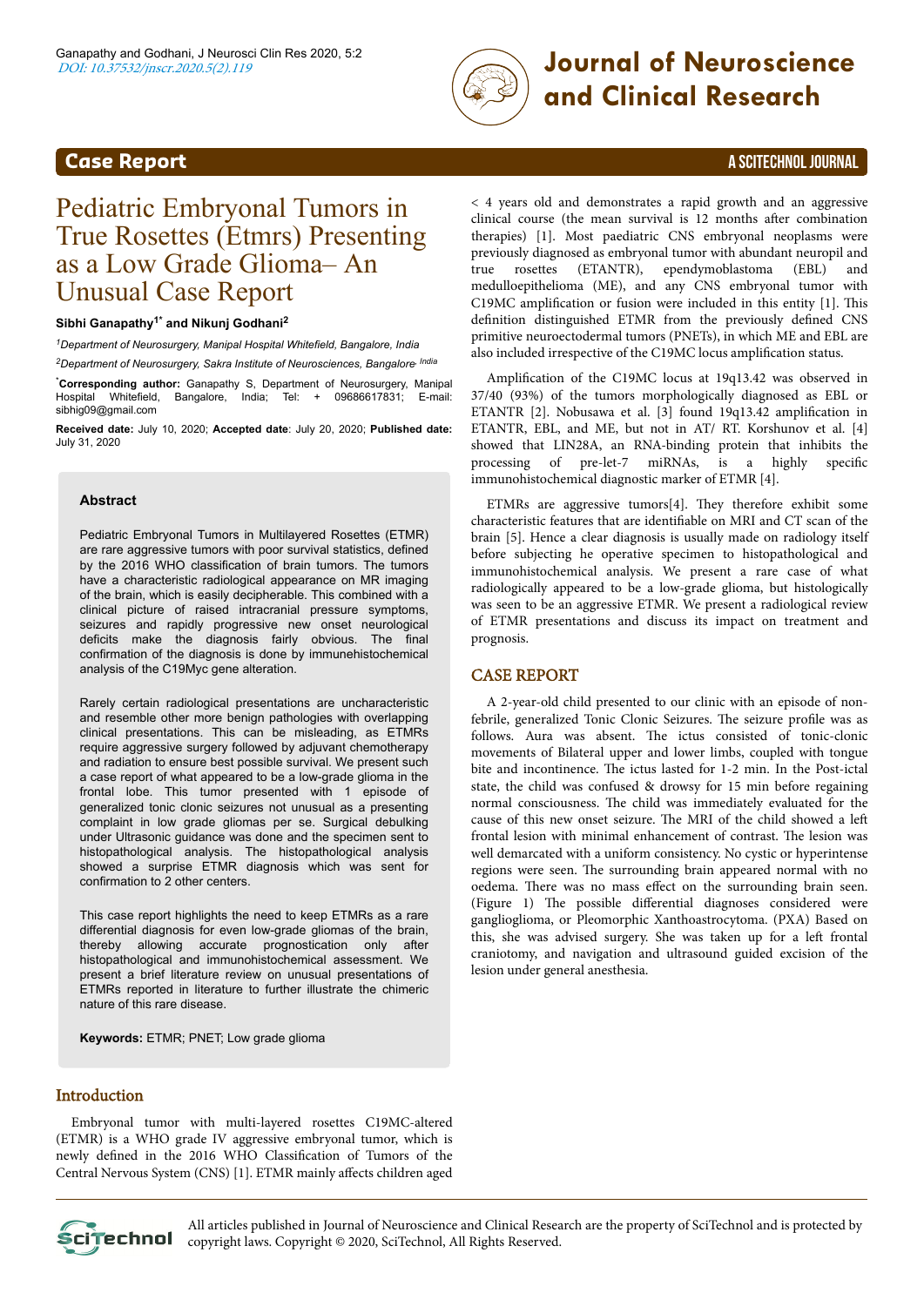## Case Report

# Pediatric Embryonal Tumors in True Rosettes (Etmrs) Presenting as a Low Grade Glioma– An Unusual Case Report

**Sibhi Ganapathy[1*] and Nikunj Godhani[2]**

*[1]Department of Neurosurgery, Manipal Hospital Whitefield, Bangalore, India*

*[2]Department of Neurosurgery, Sakra Institute of Neurosciences, Bangalore, India*

**\*Corresponding author:** Ganapathy S, Department of Neurosurgery, Manipal Hospital Whitefield, Bangalore, India; Tel: + 09686617831; E-mail: sibhig09@gmail.com

**Received date:** July 10, 2020; **Accepted date**: July 20, 2020; **Published date:** July 31, 2020

### Abstract

Pediatric Embryonal Tumors in Multilayered Rosettes (ETMR) are rare aggressive tumors with poor survival statistics, defined by the 2016 WHO classification of brain tumors. The tumors have a characteristic radiological appearance on MR imaging of the brain, which is easily decipherable. This combined with a clinical picture of raised intracranial pressure symptoms, seizures and rapidly progressive new onset neurological deficits make the diagnosis fairly obvious. The final confirmation of the diagnosis is done by immunehistochemical analysis of the C19Myc gene alteration.

Rarely certain radiological presentations are uncharacteristic and resemble other more benign pathologies with overlapping clinical presentations. This can be misleading, as ETMRs require aggressive surgery followed by adjuvant chemotherapy and radiation to ensure best possible survival. We present such a case report of what appeared to be a low-grade glioma in the frontal lobe. This tumor presented with 1 episode of generalized tonic clonic seizures not unusual as a presenting complaint in low grade gliomas per se. Surgical debulking under Ultrasonic guidance was done and the specimen sent to histopathological analysis. The histopathological analysis showed a surprise ETMR diagnosis which was sent for confirmation to 2 other centers.

This case report highlights the need to keep ETMRs as a rare differential diagnosis for even low-grade gliomas of the brain, thereby allowing accurate prognostication only after histopathological and immunohistochemical assessment. We present a brief literature review on unusual presentations of ETMRs reported in literature to further illustrate the chimeric nature of this rare disease.

**Keywords:** ETMR; PNET; Low grade glioma

## Introduction

Embryonal tumor with multi-layered rosettes C19MC-altered (ETMR) is a WHO grade IV aggressive embryonal tumor, which is newly defined in the 2016 WHO Classification of Tumors of the Central Nervous System (CNS) [1]. ETMR mainly affects children aged < 4 years old and demonstrates a rapid growth and an aggressive clinical course (the mean survival is 12 months after combination therapies) [1]. Most paediatric CNS embryonal neoplasms were previously diagnosed as embryonal tumor with abundant neuropil and true rosettes (ETANTR), ependymoblastoma (EBL) and medulloepithelioma (ME), and any CNS embryonal tumor with C19MC amplification or fusion were included in this entity [1]. This definition distinguished ETMR from the previously defined CNS primitive neuroectodermal tumors (PNETs), in which ME and EBL are also included irrespective of the C19MC locus amplification status.

Amplification of the C19MC locus at 19q13.42 was observed in 37/40 (93%) of the tumors morphologically diagnosed as EBL or ETANTR [2]. Nobusawa et al. [3] found 19q13.42 amplification in ETANTR, EBL, and ME, but not in AT/ RT. Korshunov et al. [4] showed that LIN28A, an RNA-binding protein that inhibits the processing of pre-let-7 miRNAs, is a highly specific immunohistochemical diagnostic marker of ETMR [4].

ETMRs are aggressive tumors[4]. They therefore exhibit some characteristic features that are identifiable on MRI and CT scan of the brain [5]. Hence a clear diagnosis is usually made on radiology itself before subjecting he operative specimen to histopathological and immunohistochemical analysis. We present a rare case of what radiologically appeared to be a low-grade glioma, but histologically was seen to be an aggressive ETMR. We present a radiological review of ETMR presentations and discuss its impact on treatment and prognosis.

## CASE REPORT

A 2-year-old child presented to our clinic with an episode of non-febrile, generalized Tonic Clonic Seizures. The seizure profile was as follows. Aura was absent. The ictus consisted of tonic-clonic movements of Bilateral upper and lower limbs, coupled with tongue bite and incontinence. The ictus lasted for 1-2 min. In the Post-ictal state, the child was confused & drowsy for 15 min before regaining normal consciousness. The child was immediately evaluated for the cause of this new onset seizure. The MRI of the child showed a left frontal lesion with minimal enhancement of contrast. The lesion was well demarcated with a uniform consistency. No cystic or hyperintense regions were seen. The surrounding brain appeared normal with no oedema. There was no mass effect on the surrounding brain seen. (Figure 1) The possible differential diagnoses considered were ganglioglioma, or Pleomorphic Xanthoastrocytoma. (PXA) Based on this, she was advised surgery. She was taken up for a left frontal craniotomy, and navigation and ultrasound guided excision of the lesion under general anesthesia.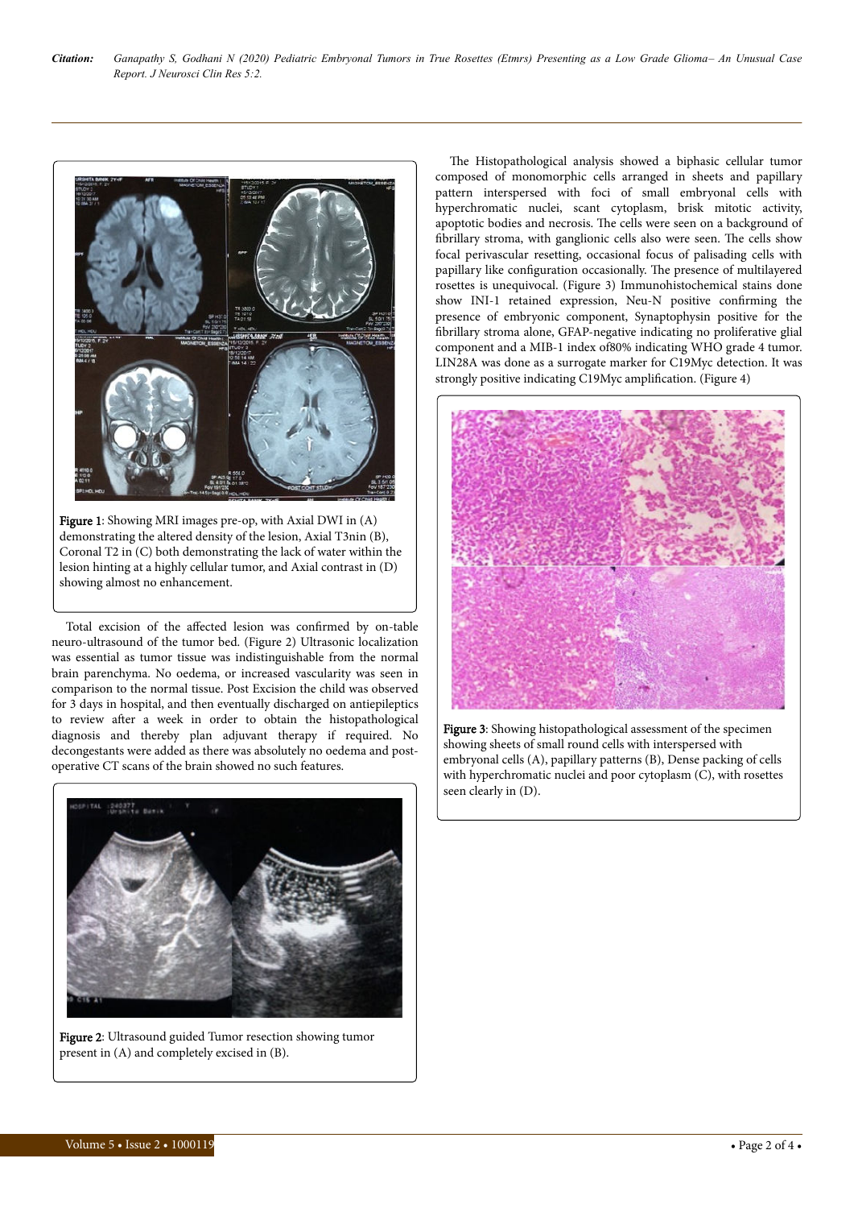Figure 1: Showing MRI images pre-op, with Axial DWI in (A) demonstrating the altered density of the lesion, Axial T3nin (B), Coronal T2 in (C) both demonstrating the lack of water within the lesion hinting at a highly cellular tumor, and Axial contrast in (D) showing almost no enhancement.

Total excision of the affected lesion was confirmed by on-table neuro-ultrasound of the tumor bed. (Figure 2) Ultrasonic localization was essential as tumor tissue was indistinguishable from the normal brain parenchyma. No oedema, or increased vascularity was seen in comparison to the normal tissue. Post Excision the child was observed for 3 days in hospital, and then eventually discharged on antiepileptics to review after a week in order to obtain the histopathological diagnosis and thereby plan adjuvant therapy if required. No decongestants were added as there was absolutely no oedema and post-operative CT scans of the brain showed no such features.

Figure 2: Ultrasound guided Tumor resection showing tumor present in (A) and completely excised in (B).

The Histopathological analysis showed a biphasic cellular tumor composed of monomorphic cells arranged in sheets and papillary pattern interspersed with foci of small embryonal cells with hyperchromatic nuclei, scant cytoplasm, brisk mitotic activity, apoptotic bodies and necrosis. The cells were seen on a background of fibrillary stroma, with ganglionic cells also were seen. The cells show focal perivascular resetting, occasional focus of palisading cells with papillary like configuration occasionally. The presence of multilayered rosettes is unequivocal. (Figure 3) Immunohistochemical stains done show INI-1 retained expression, Neu-N positive confirming the presence of embryonic component, Synaptophysin positive for the fibrillary stroma alone, GFAP-negative indicating no proliferative glial component and a MIB-1 index of80% indicating WHO grade 4 tumor. LIN28A was done as a surrogate marker for C19Myc detection. It was strongly positive indicating C19Myc amplification. (Figure 4)

Figure 3: Showing histopathological assessment of the specimen showing sheets of small round cells with interspersed with embryonal cells (A), papillary patterns (B), Dense packing of cells with hyperchromatic nuclei and poor cytoplasm (C), with rosettes seen clearly in (D).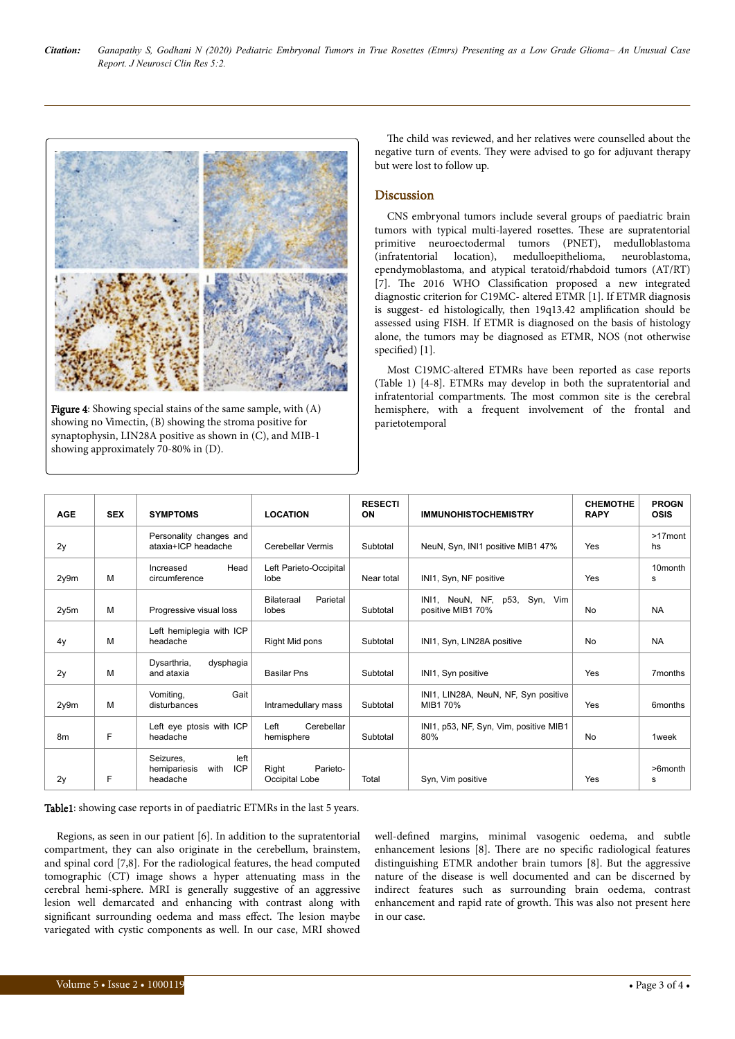Figure 4: Showing special stains of the same sample, with (A) showing no Vimectin, (B) showing the stroma positive for synaptophysin, LIN28A positive as shown in (C), and MIB-1 showing approximately 70-80% in (D).

The child was reviewed, and her relatives were counselled about the negative turn of events. They were advised to go for adjuvant therapy but were lost to follow up.

## Discussion

CNS embryonal tumors include several groups of paediatric brain tumors with typical multi-layered rosettes. These are supratentorial primitive neuroectodermal tumors (PNET), medulloblastoma (infratentorial location), medulloepithelioma, neuroblastoma, ependymoblastoma, and atypical teratoid/rhabdoid tumors (AT/RT) [7]. The 2016 WHO Classification proposed a new integrated diagnostic criterion for C19MC- altered ETMR [1]. If ETMR diagnosis is suggest- ed histologically, then 19q13.42 amplification should be assessed using FISH. If ETMR is diagnosed on the basis of histology alone, the tumors may be diagnosed as ETMR, NOS (not otherwise specified) [1].

Most C19MC-altered ETMRs have been reported as case reports (Table 1) [4-8]. ETMRs may develop in both the supratentorial and infratentorial compartments. The most common site is the cerebral hemisphere, with a frequent involvement of the frontal and parietotemporal

| AGE | SEX | SYMPTOMS | LOCATION | RESECTION | IMMUNOHISTOCHEMISTRY | CHEMOTHERAPY | PROGNOSIS |
|---|---|---|---|---|---|---|---|
| 2y | | Personality changes and ataxia+ICP headache | Cerebellar Vermis | Subtotal | NeuN, Syn, INI1 positive MIB1 47% | Yes | >17months |
| 2y9m | M | Increased Head circumference | Left Parieto-Occipital lobe | Near total | INI1, Syn, NF positive | Yes | 10months |
| 2y5m | M | Progressive visual loss | Bilateraal Parietal lobes | Subtotal | INI1, NeuN, NF, p53, Syn, Vim positive MIB1 70% | No | NA |
| 4y | M | Left hemiplegia with ICP headache | Right Mid pons | Subtotal | INI1, Syn, LIN28A positive | No | NA |
| 2y | M | Dysarthria, dysphagia and ataxia | Basilar Pns | Subtotal | INI1, Syn positive | Yes | 7months |
| 2y9m | M | Vomiting, Gait disturbances | Intramedullary mass | Subtotal | INI1, LIN28A, NeuN, NF, Syn positive MIB1 70% | Yes | 6months |
| 8m | F | Left eye ptosis with ICP headache | Left Cerebellar hemisphere | Subtotal | INI1, p53, NF, Syn, Vim, positive MIB1 80% | No | 1week |
| 2y | F | Seizures, left hemiparesis with ICP headache | Right Parieto-Occipital Lobe | Total | Syn, Vim positive | Yes | >6months |

Table1: showing case reports in of paediatric ETMRs in the last 5 years.

Regions, as seen in our patient [6]. In addition to the supratentorial compartment, they can also originate in the cerebellum, brainstem, and spinal cord [7,8]. For the radiological features, the head computed tomographic (CT) image shows a hyper attenuating mass in the cerebral hemi-sphere. MRI is generally suggestive of an aggressive lesion well demarcated and enhancing with contrast along with significant surrounding oedema and mass effect. The lesion maybe variegated with cystic components as well. In our case, MRI showed well-defined margins, minimal vasogenic oedema, and subtle enhancement lesions [8]. There are no specific radiological features distinguishing ETMR andother brain tumors [8]. But the aggressive nature of the disease is well documented and can be discerned by indirect features such as surrounding brain oedema, contrast enhancement and rapid rate of growth. This was also not present here in our case.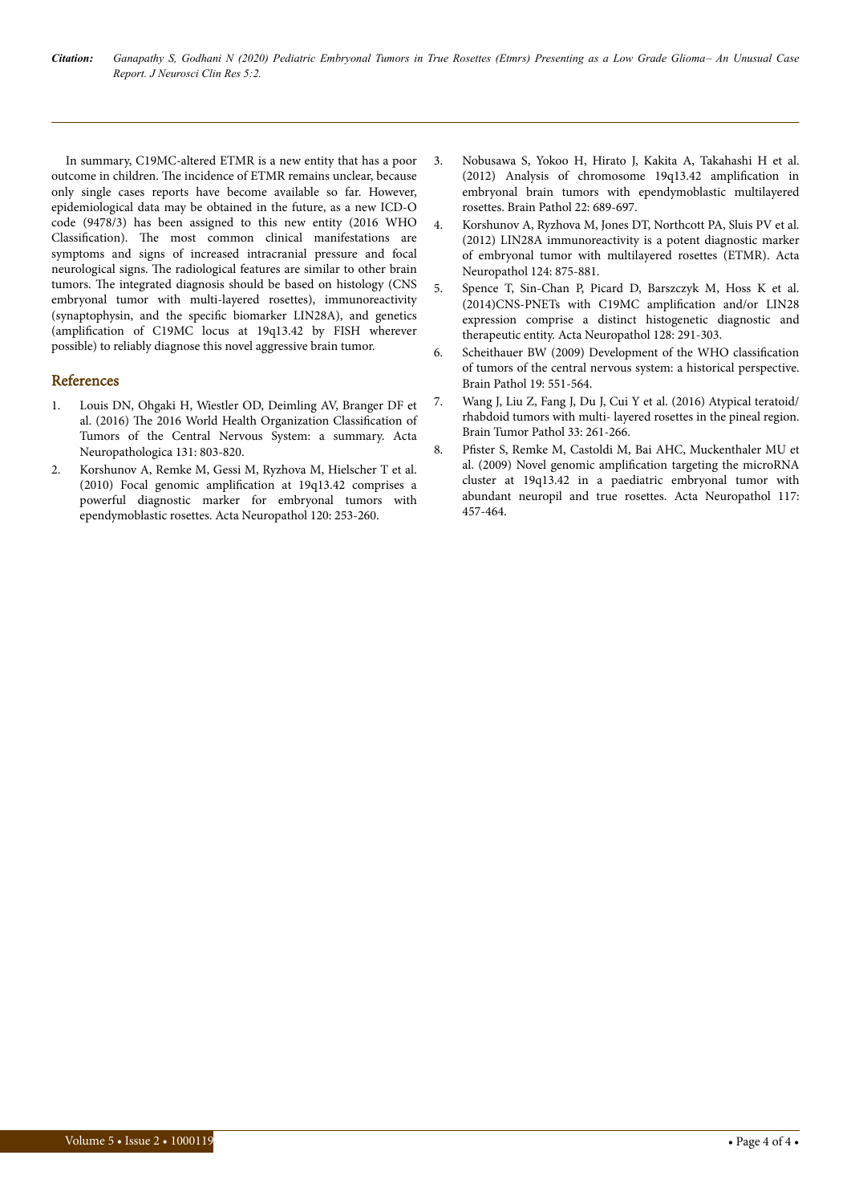In summary, C19MC-altered ETMR is a new entity that has a poor outcome in children. The incidence of ETMR remains unclear, because only single cases reports have become available so far. However, epidemiological data may be obtained in the future, as a new ICD-O code (9478/3) has been assigned to this new entity (2016 WHO Classification). The most common clinical manifestations are symptoms and signs of increased intracranial pressure and focal neurological signs. The radiological features are similar to other brain tumors. The integrated diagnosis should be based on histology (CNS embryonal tumor with multi-layered rosettes), immunoreactivity (synaptophysin, and the specific biomarker LIN28A), and genetics (amplification of C19MC locus at 19q13.42 by FISH wherever possible) to reliably diagnose this novel aggressive brain tumor.

## References

1. Louis DN, Ohgaki H, Wiestler OD, Deimling AV, Branger DF et al. (2016) The 2016 World Health Organization Classification of Tumors of the Central Nervous System: a summary. Acta Neuropathologica 131: 803-820.
2. Korshunov A, Remke M, Gessi M, Ryzhova M, Hielscher T et al. (2010) Focal genomic amplification at 19q13.42 comprises a powerful diagnostic marker for embryonal tumors with ependymoblastic rosettes. Acta Neuropathol 120: 253-260.
3. Nobusawa S, Yokoo H, Hirato J, Kakita A, Takahashi H et al. (2012) Analysis of chromosome 19q13.42 amplification in embryonal brain tumors with ependymoblastic multilayered rosettes. Brain Pathol 22: 689-697.
4. Korshunov A, Ryzhova M, Jones DT, Northcott PA, Sluis PV et al. (2012) LIN28A immunoreactivity is a potent diagnostic marker of embryonal tumor with multilayered rosettes (ETMR). Acta Neuropathol 124: 875-881.
5. Spence T, Sin-Chan P, Picard D, Barszczyk M, Hoss K et al. (2014)CNS-PNETs with C19MC amplification and/or LIN28 expression comprise a distinct histogenetic diagnostic and therapeutic entity. Acta Neuropathol 128: 291-303.
6. Scheithauer BW (2009) Development of the WHO classification of tumors of the central nervous system: a historical perspective. Brain Pathol 19: 551-564.
7. Wang J, Liu Z, Fang J, Du J, Cui Y et al. (2016) Atypical teratoid/rhabdoid tumors with multi- layered rosettes in the pineal region. Brain Tumor Pathol 33: 261-266.
8. Pfister S, Remke M, Castoldi M, Bai AHC, Muckenthaler MU et al. (2009) Novel genomic amplification targeting the microRNA cluster at 19q13.42 in a paediatric embryonal tumor with abundant neuropil and true rosettes. Acta Neuropathol 117: 457-464.